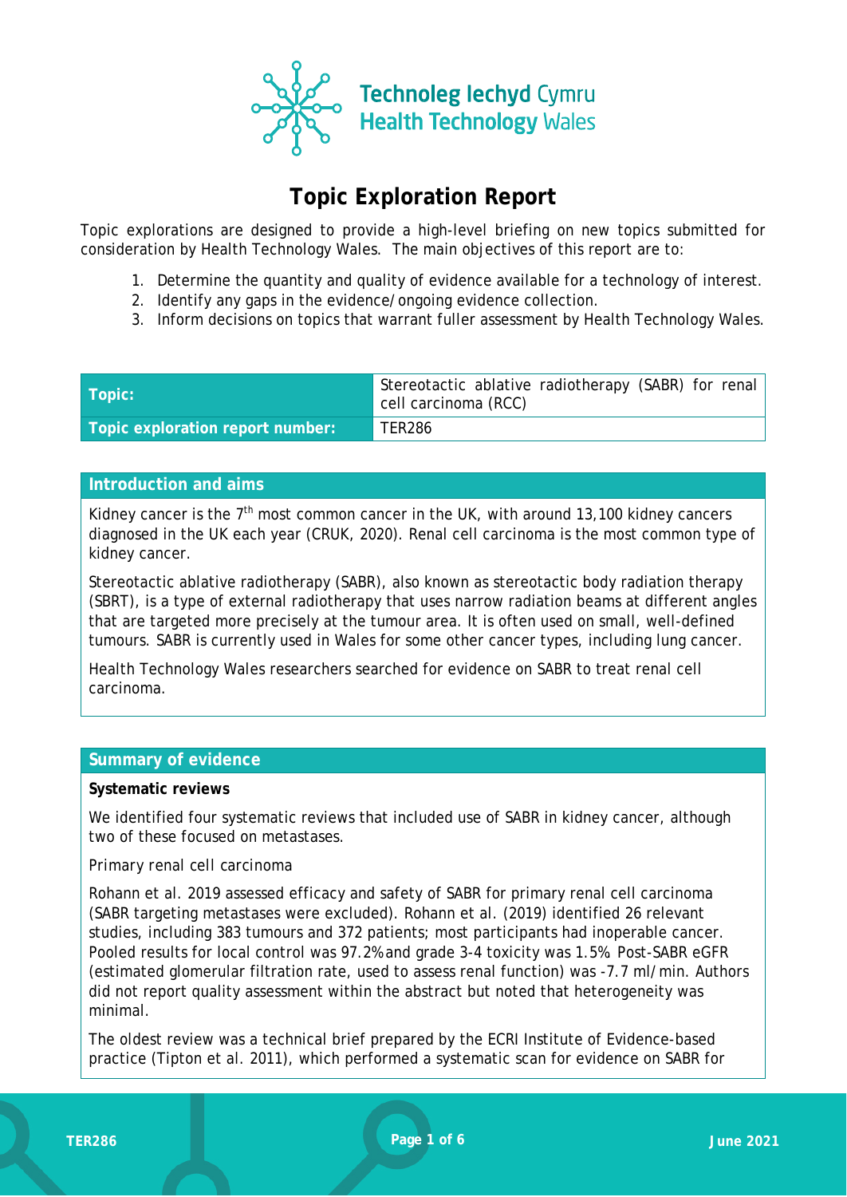Technoleg Iechyd Cymru
Health Technology Wales

# Topic Exploration Report

Topic explorations are designed to provide a high-level briefing on new topics submitted for consideration by Health Technology Wales. The main objectives of this report are to:

1. Determine the quantity and quality of evidence available for a technology of interest.
2. Identify any gaps in the evidence/ongoing evidence collection.
3. Inform decisions on topics that warrant fuller assessment by Health Technology Wales.

| | |
|---|---|
| **Topic:** | Stereotactic ablative radiotherapy (SABR) for renal cell carcinoma (RCC) |
| **Topic exploration report number:** | TER286 |

## Introduction and aims

Kidney cancer is the 7th most common cancer in the UK, with around 13,100 kidney cancers diagnosed in the UK each year (CRUK, 2020). Renal cell carcinoma is the most common type of kidney cancer.

Stereotactic ablative radiotherapy (SABR), also known as stereotactic body radiation therapy (SBRT), is a type of external radiotherapy that uses narrow radiation beams at different angles that are targeted more precisely at the tumour area. It is often used on small, well-defined tumours. SABR is currently used in Wales for some other cancer types, including lung cancer.

Health Technology Wales researchers searched for evidence on SABR to treat renal cell carcinoma.

## Summary of evidence

**Systematic reviews**

We identified four systematic reviews that included use of SABR in kidney cancer, although two of these focused on metastases.

Primary renal cell carcinoma

Rohann et al. 2019 assessed efficacy and safety of SABR for primary renal cell carcinoma (SABR targeting metastases were excluded). Rohann et al. (2019) identified 26 relevant studies, including 383 tumours and 372 patients; most participants had inoperable cancer. Pooled results for local control was 97.2% and grade 3-4 toxicity was 1.5%. Post-SABR eGFR (estimated glomerular filtration rate, used to assess renal function) was -7.7 ml/min. Authors did not report quality assessment within the abstract but noted that heterogeneity was minimal.

The oldest review was a technical brief prepared by the ECRI Institute of Evidence-based practice (Tipton et al. 2011), which performed a systematic scan for evidence on SABR for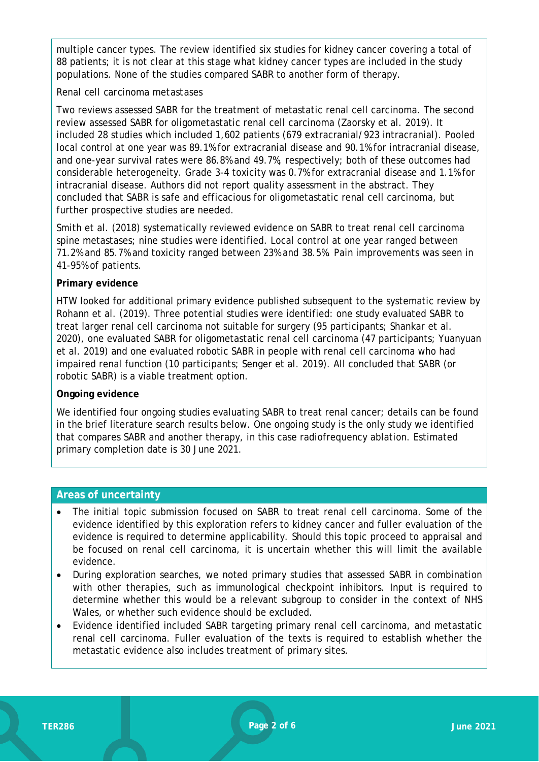multiple cancer types. The review identified six studies for kidney cancer covering a total of 88 patients; it is not clear at this stage what kidney cancer types are included in the study populations. None of the studies compared SABR to another form of therapy.

*Renal cell carcinoma metastases*

Two reviews assessed SABR for the treatment of metastatic renal cell carcinoma. The second review assessed SABR for oligometastatic renal cell carcinoma (Zaorsky et al. 2019). It included 28 studies which included 1,602 patients (679 extracranial/923 intracranial). Pooled local control at one year was 89.1% for extracranial disease and 90.1% for intracranial disease, and one-year survival rates were 86.8% and 49.7%, respectively; both of these outcomes had considerable heterogeneity. Grade 3-4 toxicity was 0.7% for extracranial disease and 1.1% for intracranial disease. Authors did not report quality assessment in the abstract. They concluded that SABR is safe and efficacious for oligometastatic renal cell carcinoma, but further prospective studies are needed.

Smith et al. (2018) systematically reviewed evidence on SABR to treat renal cell carcinoma spine metastases; nine studies were identified. Local control at one year ranged between 71.2% and 85.7% and toxicity ranged between 23% and 38.5%. Pain improvements was seen in 41-95% of patients.

**Primary evidence**

HTW looked for additional primary evidence published subsequent to the systematic review by Rohann et al. (2019). Three potential studies were identified: one study evaluated SABR to treat larger renal cell carcinoma not suitable for surgery (95 participants; Shankar et al. 2020), one evaluated SABR for oligometastatic renal cell carcinoma (47 participants; Yuanyuan et al. 2019) and one evaluated robotic SABR in people with renal cell carcinoma who had impaired renal function (10 participants; Senger et al. 2019). All concluded that SABR (or robotic SABR) is a viable treatment option.

**Ongoing evidence**

We identified four ongoing studies evaluating SABR to treat renal cancer; details can be found in the brief literature search results below. One ongoing study is the only study we identified that compares SABR and another therapy, in this case radiofrequency ablation. Estimated primary completion date is 30 June 2021.

## Areas of uncertainty

- The initial topic submission focused on SABR to treat renal cell carcinoma. Some of the evidence identified by this exploration refers to kidney cancer and fuller evaluation of the evidence is required to determine applicability. Should this topic proceed to appraisal and be focused on renal cell carcinoma, it is uncertain whether this will limit the available evidence.
- During exploration searches, we noted primary studies that assessed SABR in combination with other therapies, such as immunological checkpoint inhibitors. Input is required to determine whether this would be a relevant subgroup to consider in the context of NHS Wales, or whether such evidence should be excluded.
- Evidence identified included SABR targeting primary renal cell carcinoma, and metastatic renal cell carcinoma. Fuller evaluation of the texts is required to establish whether the metastatic evidence also includes treatment of primary sites.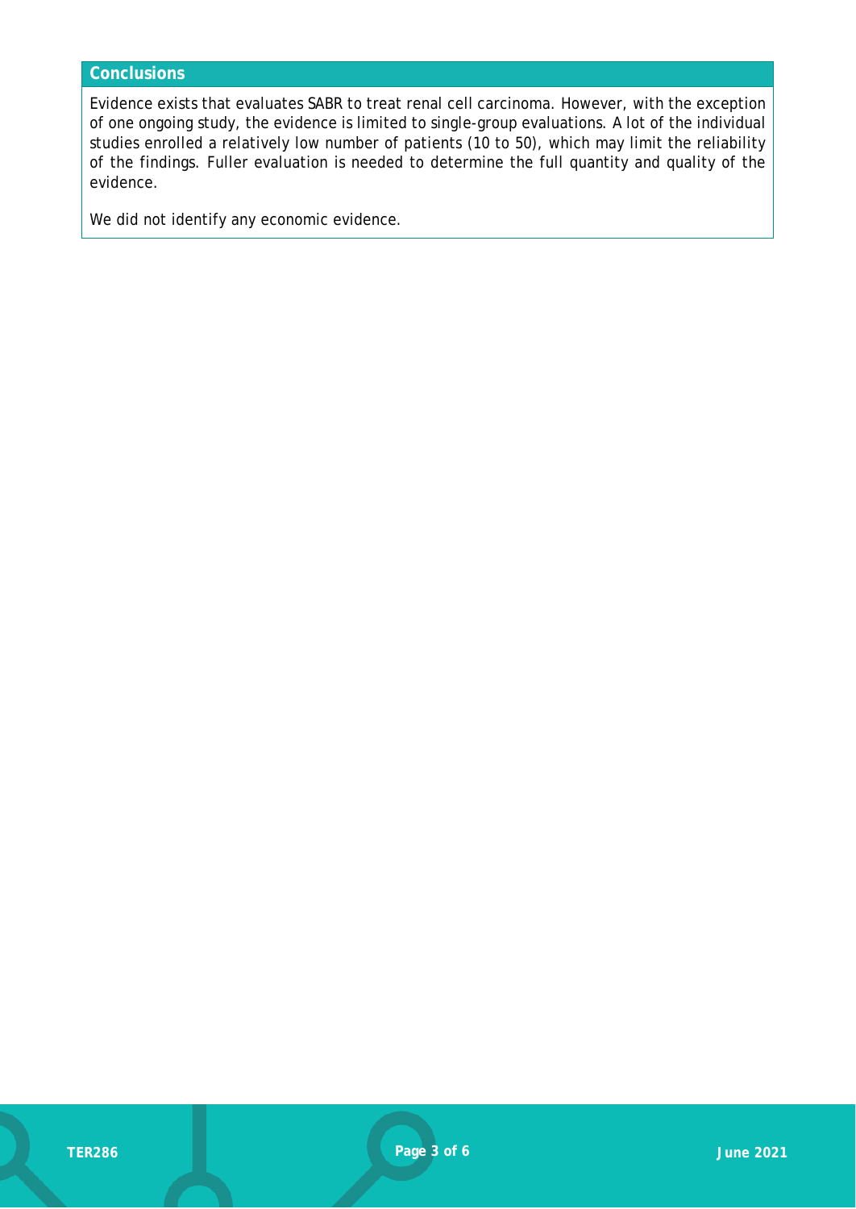## Conclusions

Evidence exists that evaluates SABR to treat renal cell carcinoma. However, with the exception of one ongoing study, the evidence is limited to single-group evaluations. A lot of the individual studies enrolled a relatively low number of patients (10 to 50), which may limit the reliability of the findings. Fuller evaluation is needed to determine the full quantity and quality of the evidence.

We did not identify any economic evidence.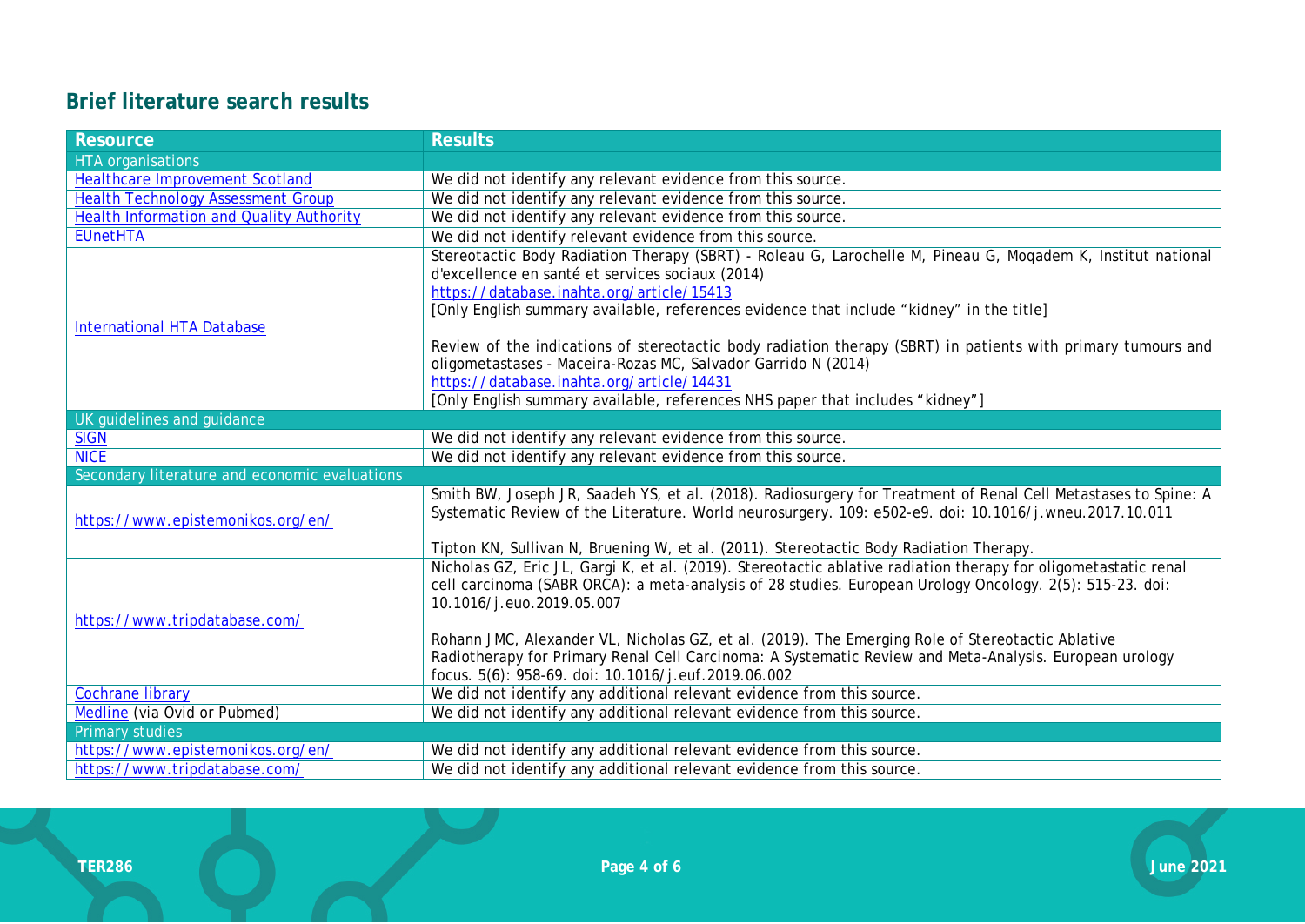## Brief literature search results

| Resource | Results |
|---|---|
| HTA organisations | |
| Healthcare Improvement Scotland | We did not identify any relevant evidence from this source. |
| Health Technology Assessment Group | We did not identify any relevant evidence from this source. |
| Health Information and Quality Authority | We did not identify any relevant evidence from this source. |
| EUnetHTA | We did not identify relevant evidence from this source. |
| International HTA Database | Stereotactic Body Radiation Therapy (SBRT) - Roleau G, Larochelle M, Pineau G, Moqadem K, Institut national d'excellence en santé et services sociaux (2014) https://database.inahta.org/article/15413 [Only English summary available, references evidence that include "kidney" in the title]<br><br>Review of the indications of stereotactic body radiation therapy (SBRT) in patients with primary tumours and oligometastases - Maceira-Rozas MC, Salvador Garrido N (2014) https://database.inahta.org/article/14431 [Only English summary available, references NHS paper that includes "kidney"] |
| UK guidelines and guidance | |
| SIGN | We did not identify any relevant evidence from this source. |
| NICE | We did not identify any relevant evidence from this source. |
| Secondary literature and economic evaluations | |
| https://www.epistemonikos.org/en/ | Smith BW, Joseph JR, Saadeh YS, et al. (2018). Radiosurgery for Treatment of Renal Cell Metastases to Spine: A Systematic Review of the Literature. World neurosurgery. 109: e502-e9. doi: 10.1016/j.wneu.2017.10.011<br><br>Tipton KN, Sullivan N, Bruening W, et al. (2011). Stereotactic Body Radiation Therapy. |
| https://www.tripdatabase.com/ | Nicholas GZ, Eric JL, Gargi K, et al. (2019). Stereotactic ablative radiation therapy for oligometastatic renal cell carcinoma (SABR ORCA): a meta-analysis of 28 studies. European Urology Oncology. 2(5): 515-23. doi: 10.1016/j.euo.2019.05.007<br><br>Rohann JMC, Alexander VL, Nicholas GZ, et al. (2019). The Emerging Role of Stereotactic Ablative Radiotherapy for Primary Renal Cell Carcinoma: A Systematic Review and Meta-Analysis. European urology focus. 5(6): 958-69. doi: 10.1016/j.euf.2019.06.002 |
| Cochrane library | We did not identify any additional relevant evidence from this source. |
| Medline (via Ovid or Pubmed) | We did not identify any additional relevant evidence from this source. |
| Primary studies | |
| https://www.epistemonikos.org/en/ | We did not identify any additional relevant evidence from this source. |
| https://www.tripdatabase.com/ | We did not identify any additional relevant evidence from this source. |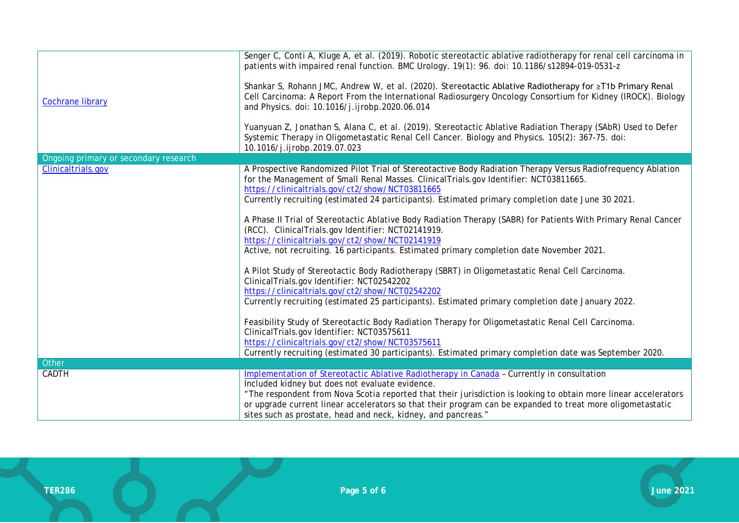| | |
|---|---|
| Cochrane library | Senger C, Conti A, Kluge A, et al. (2019). Robotic stereotactic ablative radiotherapy for renal cell carcinoma in patients with impaired renal function. BMC Urology. 19(1): 96. doi: 10.1186/s12894-019-0531-z<br><br>Shankar S, Rohann JMC, Andrew W, et al. (2020). Stereotactic Ablative Radiotherapy for ≥T1b Primary Renal Cell Carcinoma: A Report From the International Radiosurgery Oncology Consortium for Kidney (IROCK). Biology and Physics. doi: 10.1016/j.ijrobp.2020.06.014<br><br>Yuanyuan Z, Jonathan S, Alana C, et al. (2019). Stereotactic Ablative Radiation Therapy (SAbR) Used to Defer Systemic Therapy in Oligometastatic Renal Cell Cancer. Biology and Physics. 105(2): 367-75. doi: 10.1016/j.ijrobp.2019.07.023 |
| **Ongoing primary or secondary research** | |
| Clinicaltrials.gov | A Prospective Randomized Pilot Trial of Stereotactive Body Radiation Therapy Versus Radiofrequency Ablation for the Management of Small Renal Masses. ClinicalTrials.gov Identifier: NCT03811665.<br>https://clinicaltrials.gov/ct2/show/NCT03811665<br>Currently recruiting (estimated 24 participants). Estimated primary completion date June 30 2021.<br><br>A Phase II Trial of Stereotactic Ablative Body Radiation Therapy (SABR) for Patients With Primary Renal Cancer (RCC). ClinicalTrials.gov Identifier: NCT02141919.<br>https://clinicaltrials.gov/ct2/show/NCT02141919<br>Active, not recruiting. 16 participants. Estimated primary completion date November 2021.<br><br>A Pilot Study of Stereotactic Body Radiotherapy (SBRT) in Oligometastatic Renal Cell Carcinoma. ClinicalTrials.gov Identifier: NCT02542202<br>https://clinicaltrials.gov/ct2/show/NCT02542202<br>Currently recruiting (estimated 25 participants). Estimated primary completion date January 2022.<br><br>Feasibility Study of Stereotactic Body Radiation Therapy for Oligometastatic Renal Cell Carcinoma. ClinicalTrials.gov Identifier: NCT03575611<br>https://clinicaltrials.gov/ct2/show/NCT03575611<br>Currently recruiting (estimated 30 participants). Estimated primary completion date was September 2020. |
| **Other** | |
| CADTH | Implementation of Stereotactic Ablative Radiotherapy in Canada – Currently in consultation<br>Included kidney but does not evaluate evidence.<br>"The respondent from Nova Scotia reported that their jurisdiction is looking to obtain more linear accelerators or upgrade current linear accelerators so that their program can be expanded to treat more oligometastatic sites such as prostate, head and neck, kidney, and pancreas." |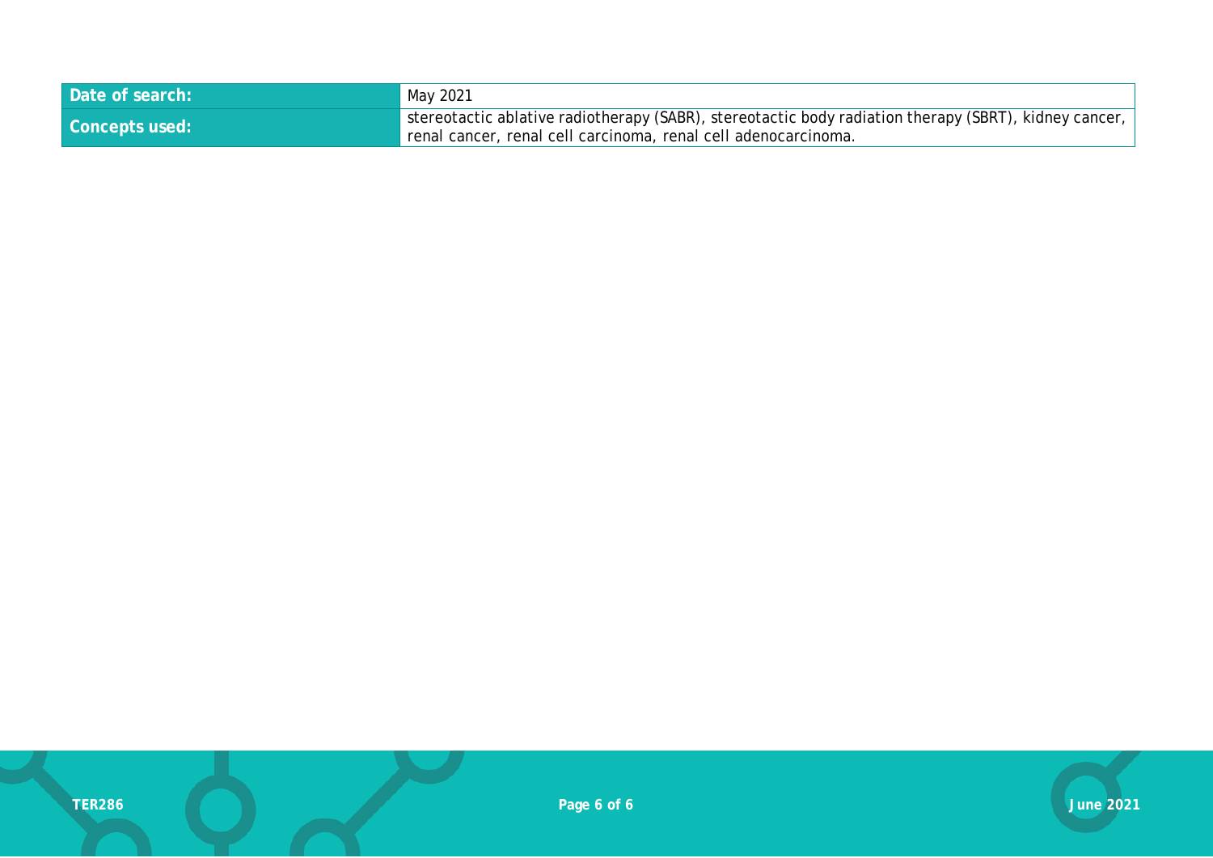| | |
|---|---|
| **Date of search:** | May 2021 |
| **Concepts used:** | stereotactic ablative radiotherapy (SABR), stereotactic body radiation therapy (SBRT), kidney cancer, renal cancer, renal cell carcinoma, renal cell adenocarcinoma. |